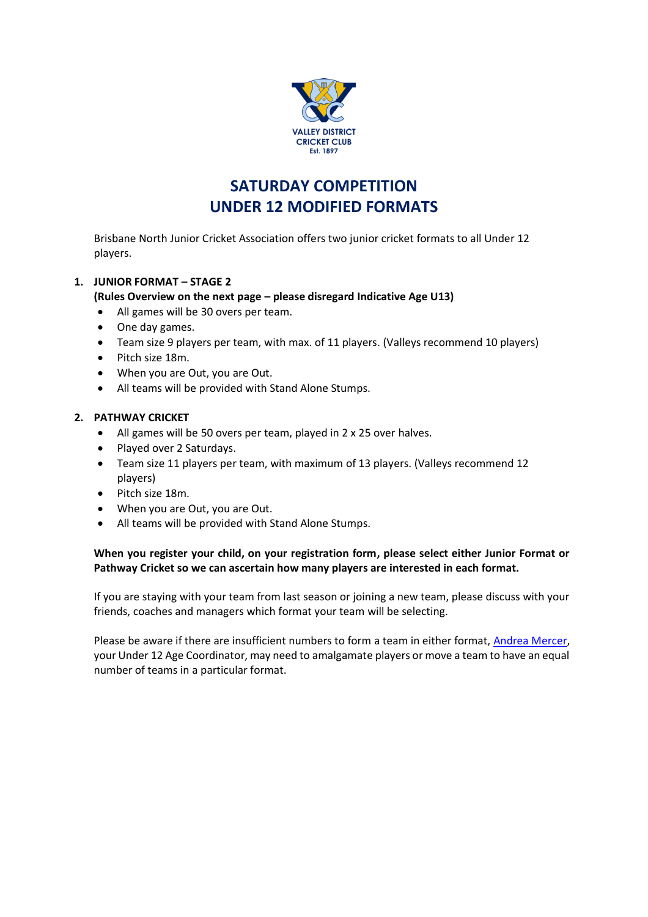VALLEY DISTRICT CRICKET CLUB
Est. 1897

# SATURDAY COMPETITION
# UNDER 12 MODIFIED FORMATS

Brisbane North Junior Cricket Association offers two junior cricket formats to all Under 12 players.

1. **JUNIOR FORMAT – STAGE 2**

   **(Rules Overview on the next page – please disregard Indicative Age U13)**

   - All games will be 30 overs per team.
   - One day games.
   - Team size 9 players per team, with max. of 11 players. (Valleys recommend 10 players)
   - Pitch size 18m.
   - When you are Out, you are Out.
   - All teams will be provided with Stand Alone Stumps.

2. **PATHWAY CRICKET**

   - All games will be 50 overs per team, played in 2 x 25 over halves.
   - Played over 2 Saturdays.
   - Team size 11 players per team, with maximum of 13 players. (Valleys recommend 12 players)
   - Pitch size 18m.
   - When you are Out, you are Out.
   - All teams will be provided with Stand Alone Stumps.

**When you register your child, on your registration form, please select either Junior Format or Pathway Cricket so we can ascertain how many players are interested in each format.**

If you are staying with your team from last season or joining a new team, please discuss with your friends, coaches and managers which format your team will be selecting.

Please be aware if there are insufficient numbers to form a team in either format, Andrea Mercer, your Under 12 Age Coordinator, may need to amalgamate players or move a team to have an equal number of teams in a particular format.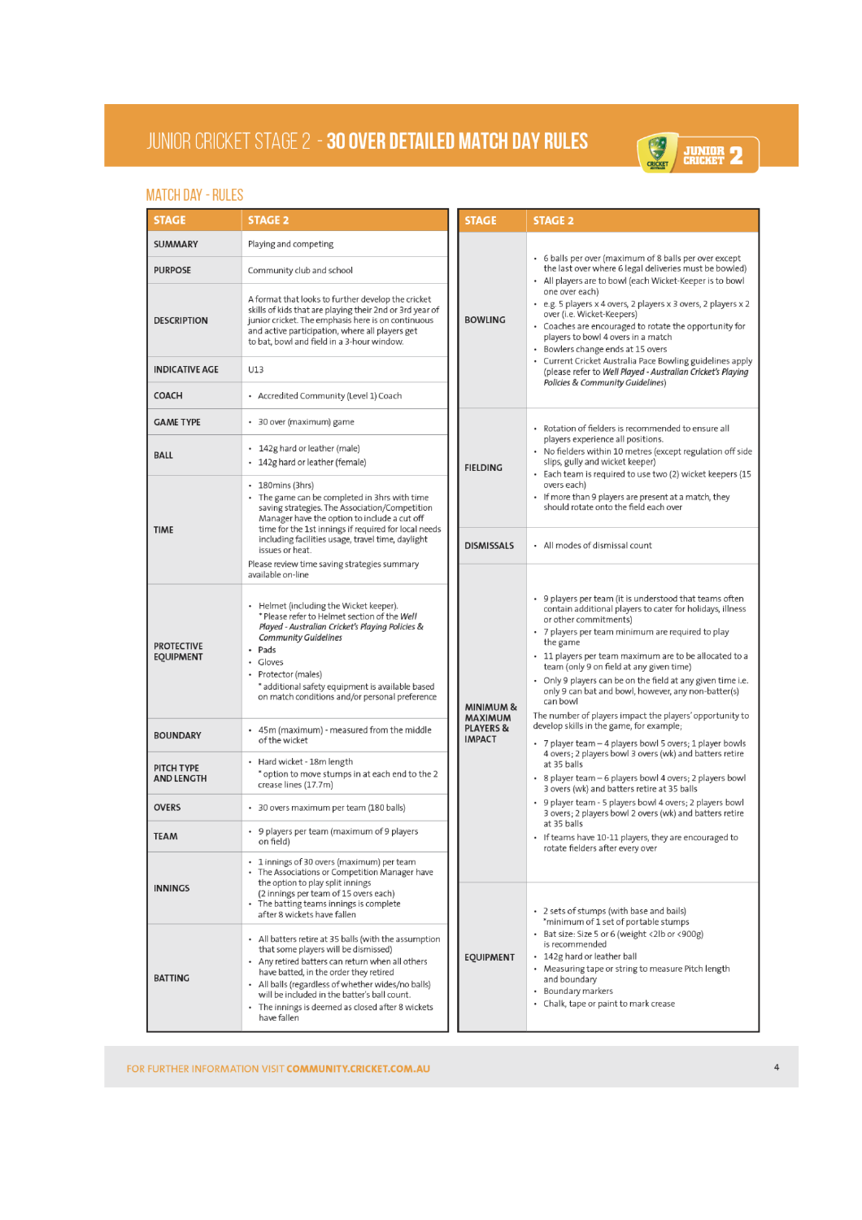# JUNIOR CRICKET STAGE 2 - 30 OVER DETAILED MATCH DAY RULES

## MATCH DAY - RULES

| STAGE | STAGE 2 |
|---|---|
| SUMMARY | Playing and competing |
| PURPOSE | Community club and school |
| DESCRIPTION | A format that looks to further develop the cricket skills of kids that are playing their 2nd or 3rd year of junior cricket. The emphasis here is on continuous and active participation, where all players get to bat, bowl and field in a 3-hour window. |
| INDICATIVE AGE | U13 |
| COACH | • Accredited Community (Level 1) Coach |
| GAME TYPE | • 30 over (maximum) game |
| BALL | • 142g hard or leather (male)<br>• 142g hard or leather (female) |
| TIME | • 180mins (3hrs)<br>• The game can be completed in 3hrs with time saving strategies. The Association/Competition Manager have the option to include a cut off time for the 1st innings if required for local needs including facilities usage, travel time, daylight issues or heat.<br>Please review time saving strategies summary available on-line |
| PROTECTIVE EQUIPMENT | • Helmet (including the Wicket keeper).<br>* Please refer to Helmet section of the *Well Played - Australian Cricket's Playing Policies & Community Guidelines*<br>• Pads<br>• Gloves<br>• Protector (males)<br>* additional safety equipment is available based on match conditions and/or personal preference |
| BOUNDARY | • 45m (maximum) - measured from the middle of the wicket |
| PITCH TYPE AND LENGTH | • Hard wicket - 18m length<br>* option to move stumps in at each end to the 2 crease lines (17.7m) |
| OVERS | • 30 overs maximum per team (180 balls) |
| TEAM | • 9 players per team (maximum of 9 players on field) |
| INNINGS | • 1 innings of 30 overs (maximum) per team<br>• The Associations or Competition Manager have the option to play split innings (2 innings per team of 15 overs each)<br>• The batting teams innings is complete after 8 wickets have fallen |
| BATTING | • All batters retire at 35 balls (with the assumption that some players will be dismissed)<br>• Any retired batters can return when all others have batted, in the order they retired<br>• All balls (regardless of whether wides/no balls) will be included in the batter's ball count.<br>• The innings is deemed as closed after 8 wickets have fallen |

| STAGE | STAGE 2 |
|---|---|
| BOWLING | • 6 balls per over (maximum of 8 balls per over except the last over where 6 legal deliveries must be bowled)<br>• All players are to bowl (each Wicket-Keeper is to bowl one over each)<br>• e.g. 5 players x 4 overs, 2 players x 3 overs, 2 players x 2 over (i.e. Wicket-Keepers)<br>• Coaches are encouraged to rotate the opportunity for players to bowl 4 overs in a match<br>• Bowlers change ends at 15 overs<br>• Current Cricket Australia Pace Bowling guidelines apply (please refer to *Well Played - Australian Cricket's Playing Policies & Community Guidelines*) |
| FIELDING | • Rotation of fielders is recommended to ensure all players experience all positions.<br>• No fielders within 10 metres (except regulation off side slips, gully and wicket keeper)<br>• Each team is required to use two (2) wicket keepers (15 overs each)<br>• If more than 9 players are present at a match, they should rotate onto the field each over |
| DISMISSALS | • All modes of dismissal count |
| MINIMUM & MAXIMUM PLAYERS & IMPACT | • 9 players per team (it is understood that teams often contain additional players to cater for holidays, illness or other commitments)<br>• 7 players per team minimum are required to play the game<br>• 11 players per team maximum are to be allocated to a team (only 9 on field at any given time)<br>• Only 9 players can be on the field at any given time i.e. only 9 can bat and bowl, however, any non-batter(s) can bowl<br>The number of players impact the players' opportunity to develop skills in the game, for example;<br>• 7 player team – 4 players bowl 5 overs; 1 player bowls 4 overs; 2 players bowl 3 overs (wk) and batters retire at 35 balls<br>• 8 player team – 6 players bowl 4 overs; 2 players bowl 3 overs (wk) and batters retire at 35 balls<br>• 9 player team - 5 players bowl 4 overs; 2 players bowl 3 overs; 2 players bowl 2 overs (wk) and batters retire at 35 balls<br>• If teams have 10-11 players, they are encouraged to rotate fielders after every over |
| EQUIPMENT | • 2 sets of stumps (with base and bails) *minimum of 1 set of portable stumps<br>• Bat size: Size 5 or 6 (weight <2lb or <900g) is recommended<br>• 142g hard or leather ball<br>• Measuring tape or string to measure Pitch length and boundary<br>• Boundary markers<br>• Chalk, tape or paint to mark crease |

FOR FURTHER INFORMATION VISIT **COMMUNITY.CRICKET.COM.AU**